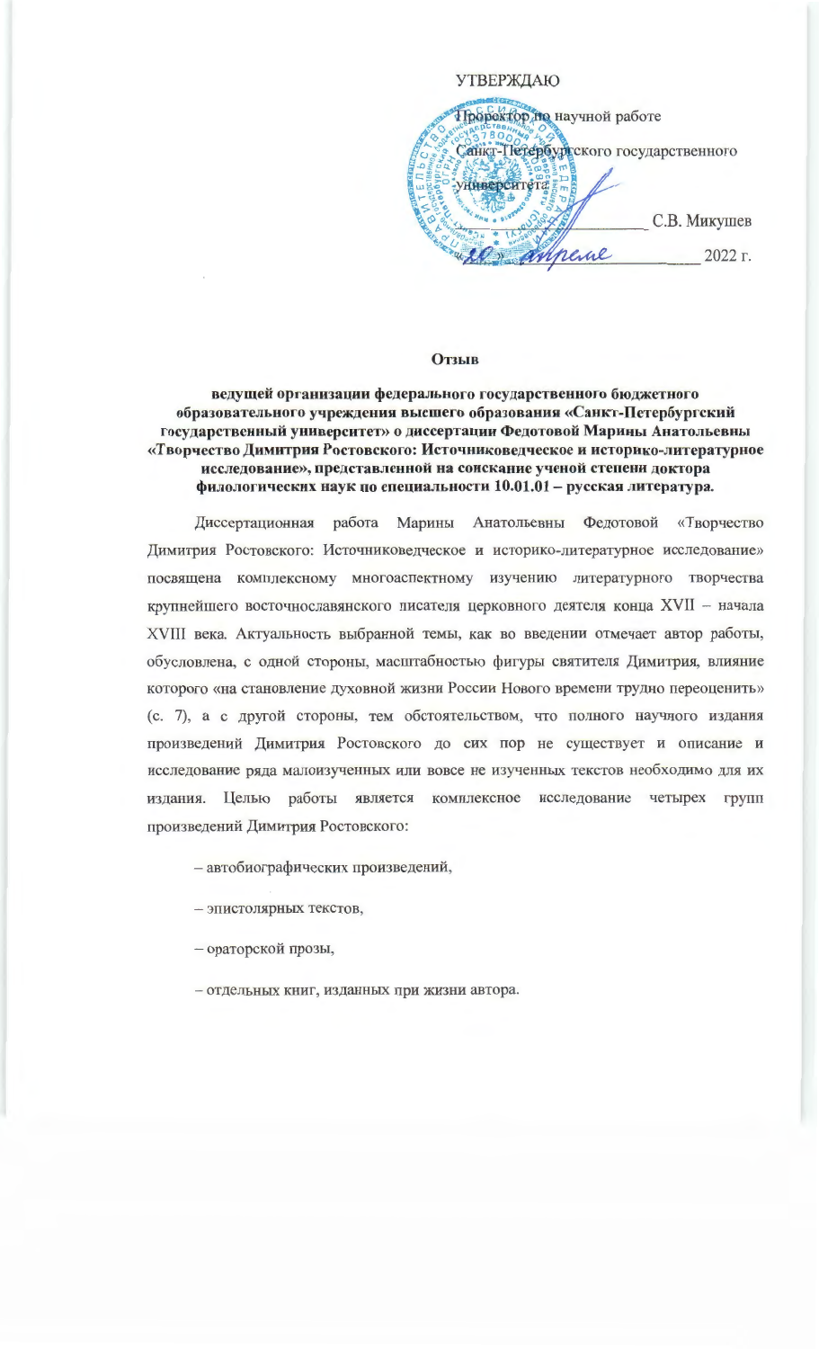УТВЕРЖДАЮ

Проректор по научной работе

Санкт-Петербургского государственного университета

_______________ С.В. Микушев

« 20 » апреля _______ 2022 г.

**Отзыв**

**ведущей организации федерального государственного бюджетного образовательного учреждения высшего образования «Санкт-Петербургский государственный университет» о диссертации Федотовой Марины Анатольевны «Творчество Димитрия Ростовского: Источниковедческое и историко-литературное исследование», представленной на соискание ученой степени доктора филологических наук по специальности 10.01.01 – русская литература.**

Диссертационная работа Марины Анатольевны Федотовой «Творчество Димитрия Ростовского: Источниковедческое и историко-литературное исследование» посвящена комплексному многоаспектному изучению литературного творчества крупнейшего восточнославянского писателя церковного деятеля конца XVII – начала XVIII века. Актуальность выбранной темы, как во введении отмечает автор работы, обусловлена, с одной стороны, масштабностью фигуры святителя Димитрия, влияние которого «на становление духовной жизни России Нового времени трудно переоценить» (с. 7), а с другой стороны, тем обстоятельством, что полного научного издания произведений Димитрия Ростовского до сих пор не существует и описание и исследование ряда малоизученных или вовсе не изученных текстов необходимо для их издания. Целью работы является комплексное исследование четырех групп произведений Димитрия Ростовского:

– автобиографических произведений,

– эпистолярных текстов,

– ораторской прозы,

– отдельных книг, изданных при жизни автора.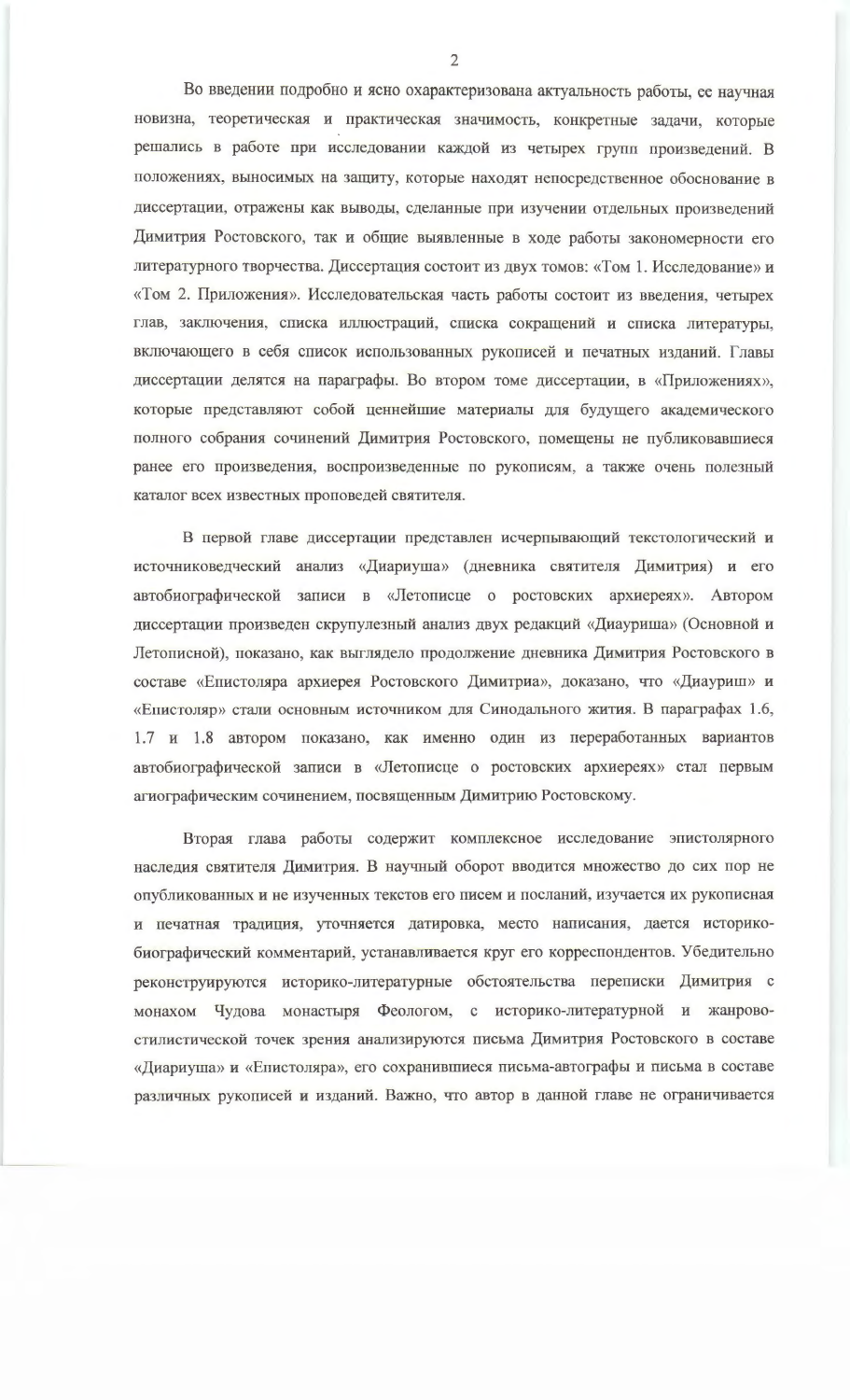Во введении подробно и ясно охарактеризована актуальность работы, ее научная новизна, теоретическая и практическая значимость, конкретные задачи, которые решались в работе при исследовании каждой из четырех групп произведений. В положениях, выносимых на защиту, которые находят непосредственное обоснование в диссертации, отражены как выводы, сделанные при изучении отдельных произведений Димитрия Ростовского, так и общие выявленные в ходе работы закономерности его литературного творчества. Диссертация состоит из двух томов: «Том 1. Исследование» и «Том 2. Приложения». Исследовательская часть работы состоит из введения, четырех глав, заключения, списка иллюстраций, списка сокращений и списка литературы, включающего в себя список использованных рукописей и печатных изданий. Главы диссертации делятся на параграфы. Во втором томе диссертации, в «Приложениях», которые представляют собой ценнейшие материалы для будущего академического полного собрания сочинений Димитрия Ростовского, помещены не публиковавшиеся ранее его произведения, воспроизведенные по рукописям, а также очень полезный каталог всех известных проповедей святителя.

В первой главе диссертации представлен исчерпывающий текстологический и источниковедческий анализ «Диариуша» (дневника святителя Димитрия) и его автобиографической записи в «Летописце о ростовских архиереях». Автором диссертации произведен скрупулезный анализ двух редакций «Диауриша» (Основной и Летописной), показано, как выглядело продолжение дневника Димитрия Ростовского в составе «Епистоляра архиерея Ростовского Димитриа», доказано, что «Диауриш» и «Епистоляр» стали основным источником для Синодального жития. В параграфах 1.6, 1.7 и 1.8 автором показано, как именно один из переработанных вариантов автобиографической записи в «Летописце о ростовских архиереях» стал первым агиографическим сочинением, посвященным Димитрию Ростовскому.

Вторая глава работы содержит комплексное исследование эпистолярного наследия святителя Димитрия. В научный оборот вводится множество до сих пор не опубликованных и не изученных текстов его писем и посланий, изучается их рукописная и печатная традиция, уточняется датировка, место написания, дается историко-биографический комментарий, устанавливается круг его корреспондентов. Убедительно реконструируются историко-литературные обстоятельства переписки Димитрия с монахом Чудова монастыря Феологом, с историко-литературной и жанрово-стилистической точек зрения анализируются письма Димитрия Ростовского в составе «Диариуша» и «Епистоляра», его сохранившиеся письма-автографы и письма в составе различных рукописей и изданий. Важно, что автор в данной главе не ограничивается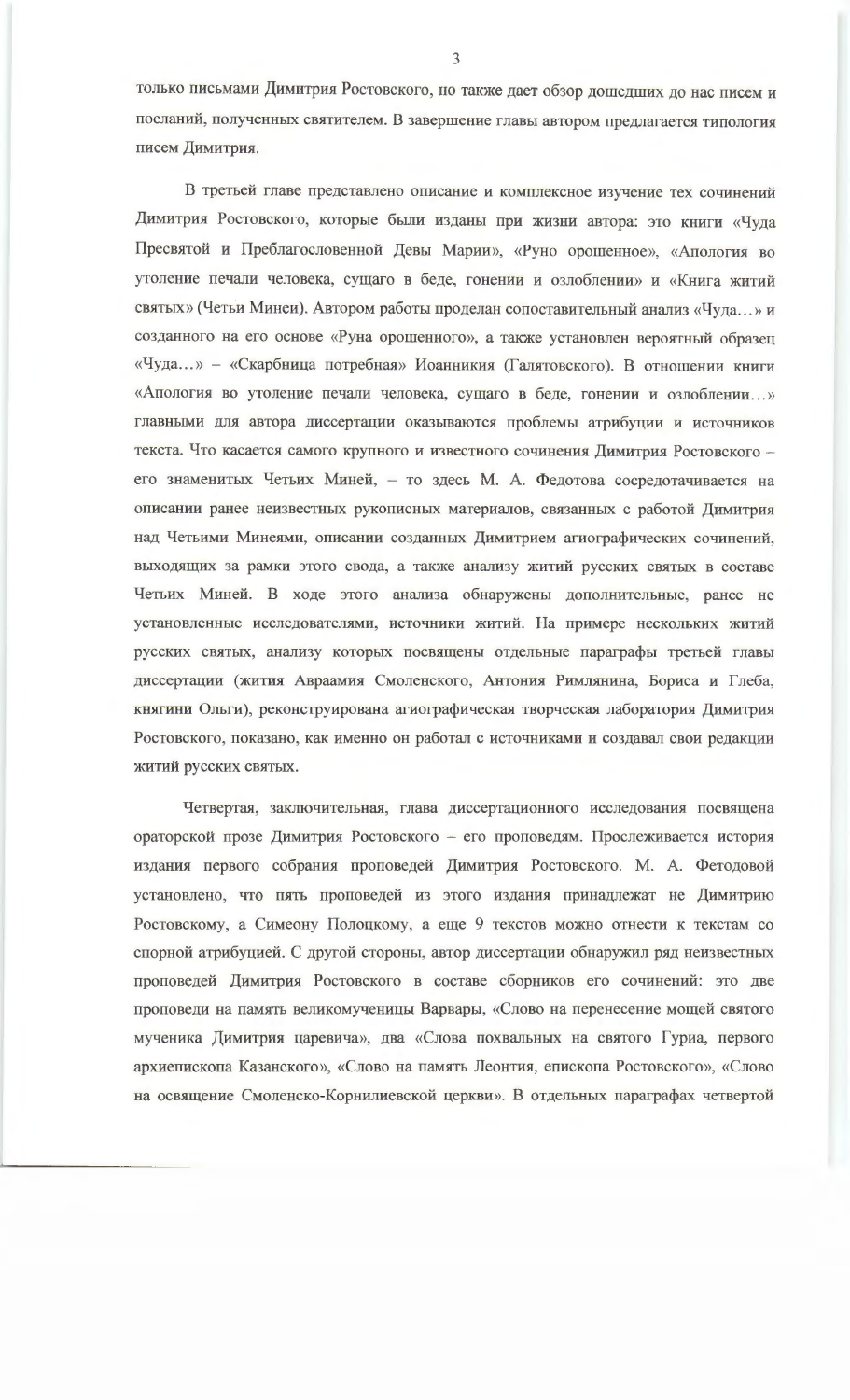только письмами Димитрия Ростовского, но также дает обзор дошедших до нас писем и посланий, полученных святителем. В завершение главы автором предлагается типология писем Димитрия.

В третьей главе представлено описание и комплексное изучение тех сочинений Димитрия Ростовского, которые были изданы при жизни автора: это книги «Чуда Пресвятой и Преблагословенной Девы Марии», «Руно орошенное», «Апология во утоление печали человека, сущаго в беде, гонении и озлоблении» и «Книга житий святых» (Четьи Минеи). Автором работы проделан сопоставительный анализ «Чуда…» и созданного на его основе «Руна орошенного», а также установлен вероятный образец «Чуда…» – «Скарбница потребная» Иоанникия (Галятовского). В отношении книги «Апология во утоление печали человека, сущаго в беде, гонении и озлоблении…» главными для автора диссертации оказываются проблемы атрибуции и источников текста. Что касается самого крупного и известного сочинения Димитрия Ростовского – его знаменитых Четьих Миней, – то здесь М. А. Федотова сосредотачивается на описании ранее неизвестных рукописных материалов, связанных с работой Димитрия над Четьими Минеями, описании созданных Димитрием агиографических сочинений, выходящих за рамки этого свода, а также анализу житий русских святых в составе Четьих Миней. В ходе этого анализа обнаружены дополнительные, ранее не установленные исследователями, источники житий. На примере нескольких житий русских святых, анализу которых посвящены отдельные параграфы третьей главы диссертации (жития Авраамия Смоленского, Антония Римлянина, Бориса и Глеба, княгини Ольги), реконструирована агиографическая творческая лаборатория Димитрия Ростовского, показано, как именно он работал с источниками и создавал свои редакции житий русских святых.

Четвертая, заключительная, глава диссертационного исследования посвящена ораторской прозе Димитрия Ростовского – его проповедям. Прослеживается история издания первого собрания проповедей Димитрия Ростовского. М. А. Фетодовой установлено, что пять проповедей из этого издания принадлежат не Димитрию Ростовскому, а Симеону Полоцкому, а еще 9 текстов можно отнести к текстам со спорной атрибуцией. С другой стороны, автор диссертации обнаружил ряд неизвестных проповедей Димитрия Ростовского в составе сборников его сочинений: это две проповеди на память великомученицы Варвары, «Слово на перенесение мощей святого мученика Димитрия царевича», два «Слова похвальных на святого Гуриа, первого архиепископа Казанского», «Слово на память Леонтия, епископа Ростовского», «Слово на освящение Смоленско-Корнилиевской церкви». В отдельных параграфах четвертой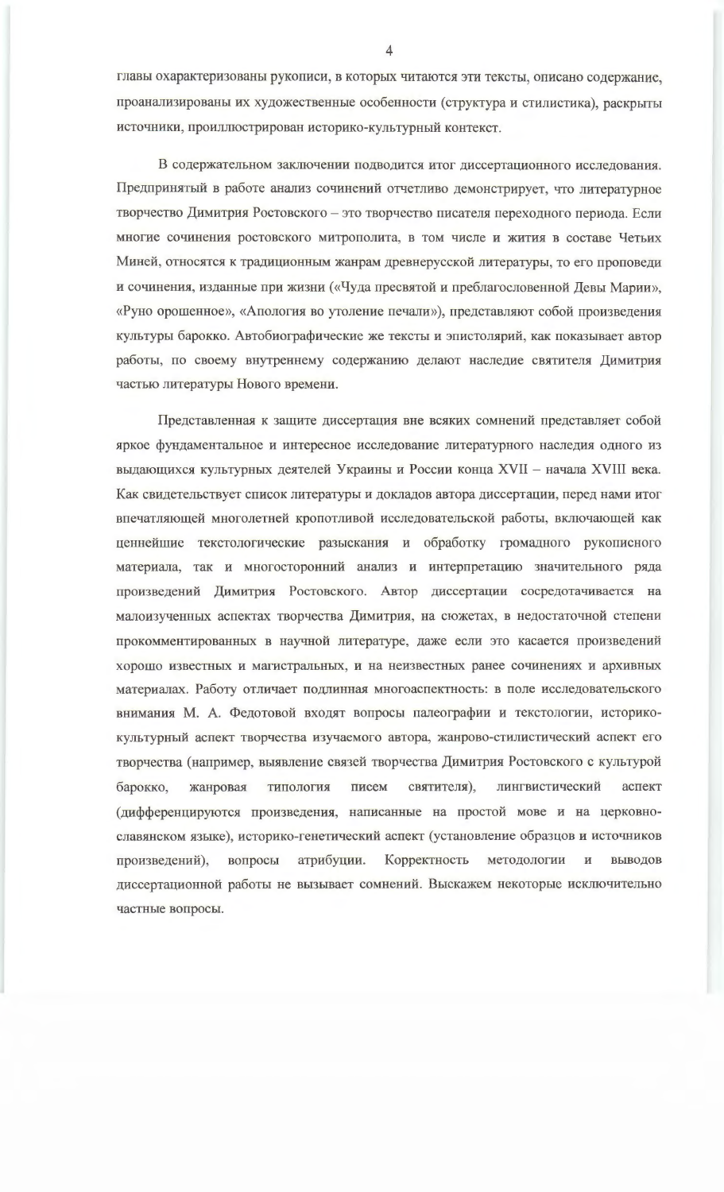главы охарактеризованы рукописи, в которых читаются эти тексты, описано содержание, проанализированы их художественные особенности (структура и стилистика), раскрыты источники, проиллюстрирован историко-культурный контекст.

В содержательном заключении подводится итог диссертационного исследования. Предпринятый в работе анализ сочинений отчетливо демонстрирует, что литературное творчество Димитрия Ростовского – это творчество писателя переходного периода. Если многие сочинения ростовского митрополита, в том числе и жития в составе Четьих Миней, относятся к традиционным жанрам древнерусской литературы, то его проповеди и сочинения, изданные при жизни («Чуда пресвятой и преблагословенной Девы Марии», «Руно орошенное», «Апология во утоление печали»), представляют собой произведения культуры барокко. Автобиографические же тексты и эпистолярий, как показывает автор работы, по своему внутреннему содержанию делают наследие святителя Димитрия частью литературы Нового времени.

Представленная к защите диссертация вне всяких сомнений представляет собой яркое фундаментальное и интересное исследование литературного наследия одного из выдающихся культурных деятелей Украины и России конца XVII – начала XVIII века. Как свидетельствует список литературы и докладов автора диссертации, перед нами итог впечатляющей многолетней кропотливой исследовательской работы, включающей как ценнейшие текстологические разыскания и обработку громадного рукописного материала, так и многосторонний анализ и интерпретацию значительного ряда произведений Димитрия Ростовского. Автор диссертации сосредотачивается на малоизученных аспектах творчества Димитрия, на сюжетах, в недостаточной степени прокомментированных в научной литературе, даже если это касается произведений хорошо известных и магистральных, и на неизвестных ранее сочинениях и архивных материалах. Работу отличает подлинная многоаспектность: в поле исследовательского внимания М. А. Федотовой входят вопросы палеографии и текстологии, историко-культурный аспект творчества изучаемого автора, жанрово-стилистический аспект его творчества (например, выявление связей творчества Димитрия Ростовского с культурой барокко, жанровая типология писем святителя), лингвистический аспект (дифференцируются произведения, написанные на простой мове и на церковно-славянском языке), историко-генетический аспект (установление образцов и источников произведений), вопросы атрибуции. Корректность методологии и выводов диссертационной работы не вызывает сомнений. Выскажем некоторые исключительно частные вопросы.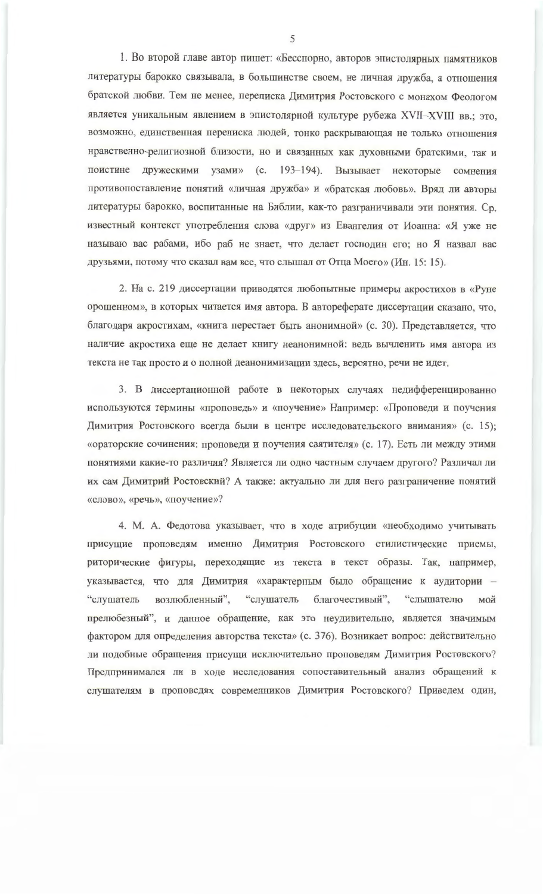1. Во второй главе автор пишет: «Бесспорно, авторов эпистолярных памятников литературы барокко связывала, в большинстве своем, не личная дружба, а отношения братской любви. Тем не менее, переписка Димитрия Ростовского с монахом Феологом является уникальным явлением в эпистолярной культуре рубежа XVII–XVIII вв.; это, возможно, единственная переписка людей, тонко раскрывающая не только отношения нравственно-религиозной близости, но и связанных как духовными братскими, так и поистине дружескими узами» (с. 193–194). Вызывает некоторые сомнения противопоставление понятий «личная дружба» и «братская любовь». Вряд ли авторы литературы барокко, воспитанные на Библии, как-то разграничивали эти понятия. Ср. известный контекст употребления слова «друг» из Евангелия от Иоанна: «Я уже не называю вас рабами, ибо раб не знает, что делает господин его; но Я назвал вас друзьями, потому что сказал вам все, что слышал от Отца Моего» (Ин. 15: 15).

2. На с. 219 диссертации приводятся любопытные примеры акростихов в «Руне орошенном», в которых читается имя автора. В автореферате диссертации сказано, что, благодаря акростихам, «книга перестает быть анонимной» (с. 30). Представляется, что наличие акростиха еще не делает книгу неанонимной: ведь вычленить имя автора из текста не так просто и о полной деанонимизации здесь, вероятно, речи не идет.

3. В диссертационной работе в некоторых случаях недифференцированно используются термины «проповедь» и «поучение» Например: «Проповеди и поучения Димитрия Ростовского всегда были в центре исследовательского внимания» (с. 15); «ораторские сочинения: проповеди и поучения святителя» (с. 17). Есть ли между этими понятиями какие-то различия? Является ли одно частным случаем другого? Различал ли их сам Димитрий Ростовский? А также: актуально ли для него разграничение понятий «слово», «речь», «поучение»?

4. М. А. Федотова указывает, что в ходе атрибуции «необходимо учитывать присущие проповедям именно Димитрия Ростовского стилистические приемы, риторические фигуры, переходящие из текста в текст образы. Так, например, указывается, что для Димитрия «характерным было обращение к аудитории – "слушатель возлюбленный", "слушатель благочестивый", "слышателю мой прелюбезный", и данное обращение, как это неудивительно, является значимым фактором для определения авторства текста» (с. 376). Возникает вопрос: действительно ли подобные обращения присущи исключительно проповедям Димитрия Ростовского? Предпринимался ли в ходе исследования сопоставительный анализ обращений к слушателям в проповедях современников Димитрия Ростовского? Приведем один,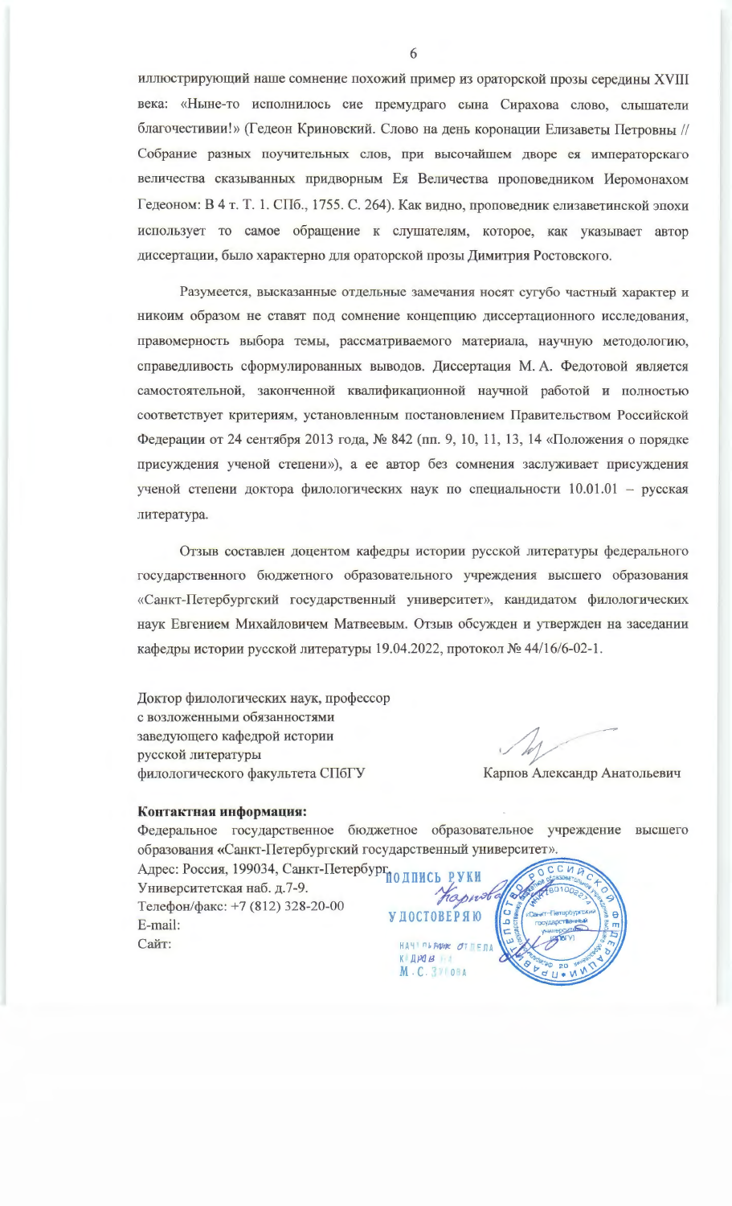иллюстрирующий наше сомнение похожий пример из ораторской прозы середины XVIII века: «Ныне-то исполнилось сие премудраго сына Сирахова слово, слышатели благочестивии!» (Гедеон Криновский. Слово на день коронации Елизаветы Петровны // Собрание разных поучительных слов, при высочайшем дворе ея императорскаго величества сказыванных придворным Ея Величества проповедником Иеромонахом Гедеоном: В 4 т. Т. 1. СПб., 1755. С. 264). Как видно, проповедник елизаветинской эпохи использует то самое обращение к слушателям, которое, как указывает автор диссертации, было характерно для ораторской прозы Димитрия Ростовского.

Разумеется, высказанные отдельные замечания носят сугубо частный характер и никоим образом не ставят под сомнение концепцию диссертационного исследования, правомерность выбора темы, рассматриваемого материала, научную методологию, справедливость сформулированных выводов. Диссертация М. А. Федотовой является самостоятельной, законченной квалификационной научной работой и полностью соответствует критериям, установленным постановлением Правительством Российской Федерации от 24 сентября 2013 года, № 842 (пп. 9, 10, 11, 13, 14 «Положения о порядке присуждения ученой степени»), а ее автор без сомнения заслуживает присуждения ученой степени доктора филологических наук по специальности 10.01.01 – русская литература.

Отзыв составлен доцентом кафедры истории русской литературы федерального государственного бюджетного образовательного учреждения высшего образования «Санкт-Петербургский государственный университет», кандидатом филологических наук Евгением Михайловичем Матвеевым. Отзыв обсужден и утвержден на заседании кафедры истории русской литературы 19.04.2022, протокол № 44/16/6-02-1.

Доктор филологических наук, профессор
с возложенными обязанностями
заведующего кафедрой истории
русской литературы
филологического факультета СПбГУ — Карпов Александр Анатольевич

**Контактная информация:**
Федеральное государственное бюджетное образовательное учреждение высшего образования «Санкт-Петербургский государственный университет».
Адрес: Россия, 199034, Санкт-Петербург,
Университетская наб. д.7-9.
Телефон/факс: +7 (812) 328-20-00
E-mail:
Сайт:

ПОДПИСЬ РУКИ Карпова УДОСТОВЕРЯЮ
НАЧАЛЬНИК ОТДЕЛА КАДРОВ
М. С. Зуева